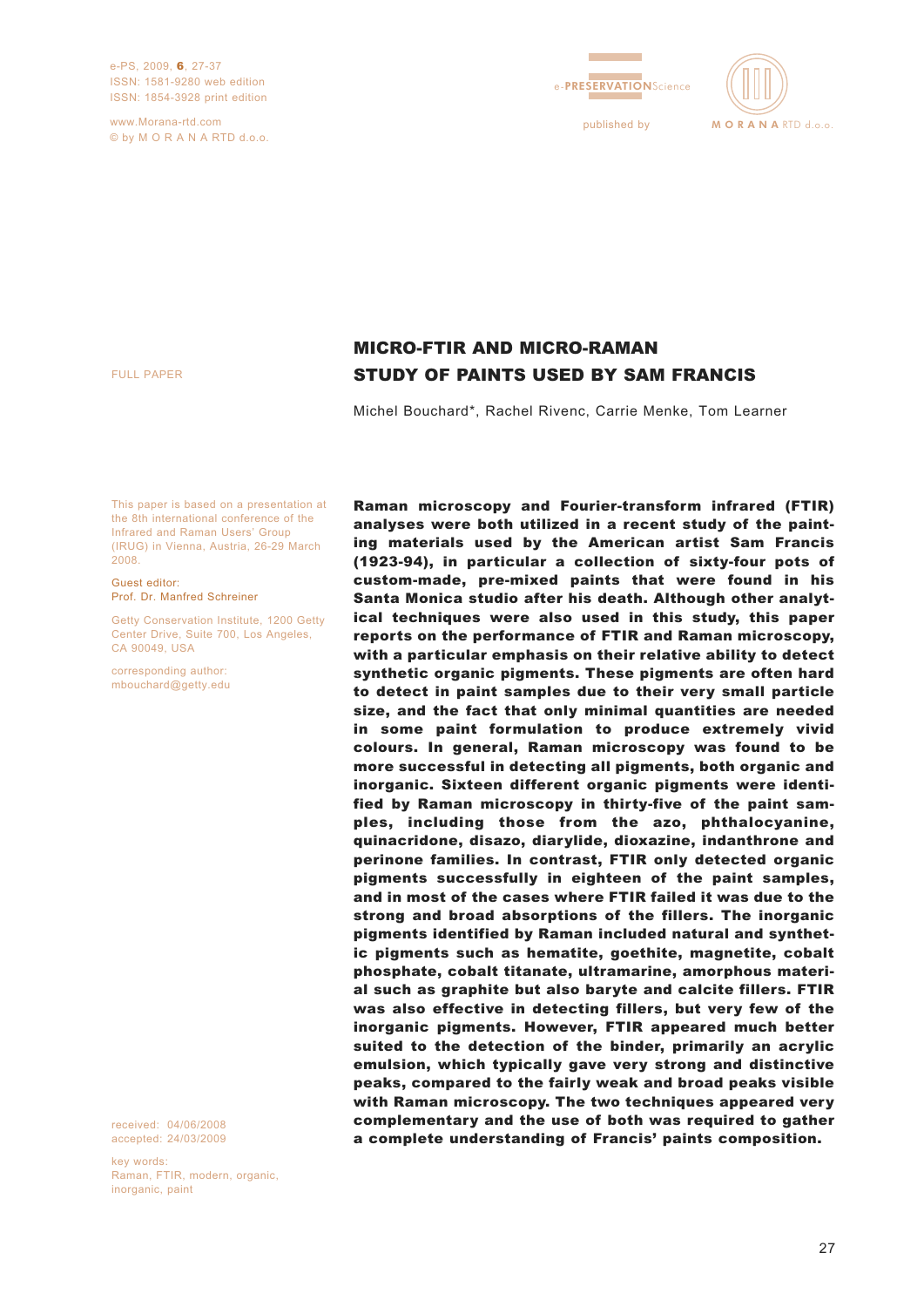FULL PAPER

# MICRO-FTIR AND MICRO-RAMAN STUDY OF PAINTS USED BY SAM FRANCIS

Michel Bouchard*, Rachel Rivenc, Carrie Menke, Tom Learner

This paper is based on a presentation at the 8th international conference of the Infrared and Raman Users' Group (IRUG) in Vienna, Austria, 26-29 March 2008.

Guest editor:
Prof. Dr. Manfred Schreiner

Getty Conservation Institute, 1200 Getty Center Drive, Suite 700, Los Angeles, CA 90049, USA

corresponding author:
mbouchard@getty.edu

**Raman microscopy and Fourier-transform infrared (FTIR) analyses were both utilized in a recent study of the painting materials used by the American artist Sam Francis (1923-94), in particular a collection of sixty-four pots of custom-made, pre-mixed paints that were found in his Santa Monica studio after his death. Although other analytical techniques were also used in this study, this paper reports on the performance of FTIR and Raman microscopy, with a particular emphasis on their relative ability to detect synthetic organic pigments. These pigments are often hard to detect in paint samples due to their very small particle size, and the fact that only minimal quantities are needed in some paint formulation to produce extremely vivid colours. In general, Raman microscopy was found to be more successful in detecting all pigments, both organic and inorganic. Sixteen different organic pigments were identified by Raman microscopy in thirty-five of the paint samples, including those from the azo, phthalocyanine, quinacridone, disazo, diarylide, dioxazine, indanthrone and perinone families. In contrast, FTIR only detected organic pigments successfully in eighteen of the paint samples, and in most of the cases where FTIR failed it was due to the strong and broad absorptions of the fillers. The inorganic pigments identified by Raman included natural and synthetic pigments such as hematite, goethite, magnetite, cobalt phosphate, cobalt titanate, ultramarine, amorphous material such as graphite but also baryte and calcite fillers. FTIR was also effective in detecting fillers, but very few of the inorganic pigments. However, FTIR appeared much better suited to the detection of the binder, primarily an acrylic emulsion, which typically gave very strong and distinctive peaks, compared to the fairly weak and broad peaks visible with Raman microscopy. The two techniques appeared very complementary and the use of both was required to gather a complete understanding of Francis' paints composition.**

received: 04/06/2008
accepted: 24/03/2009

key words:
Raman, FTIR, modern, organic, inorganic, paint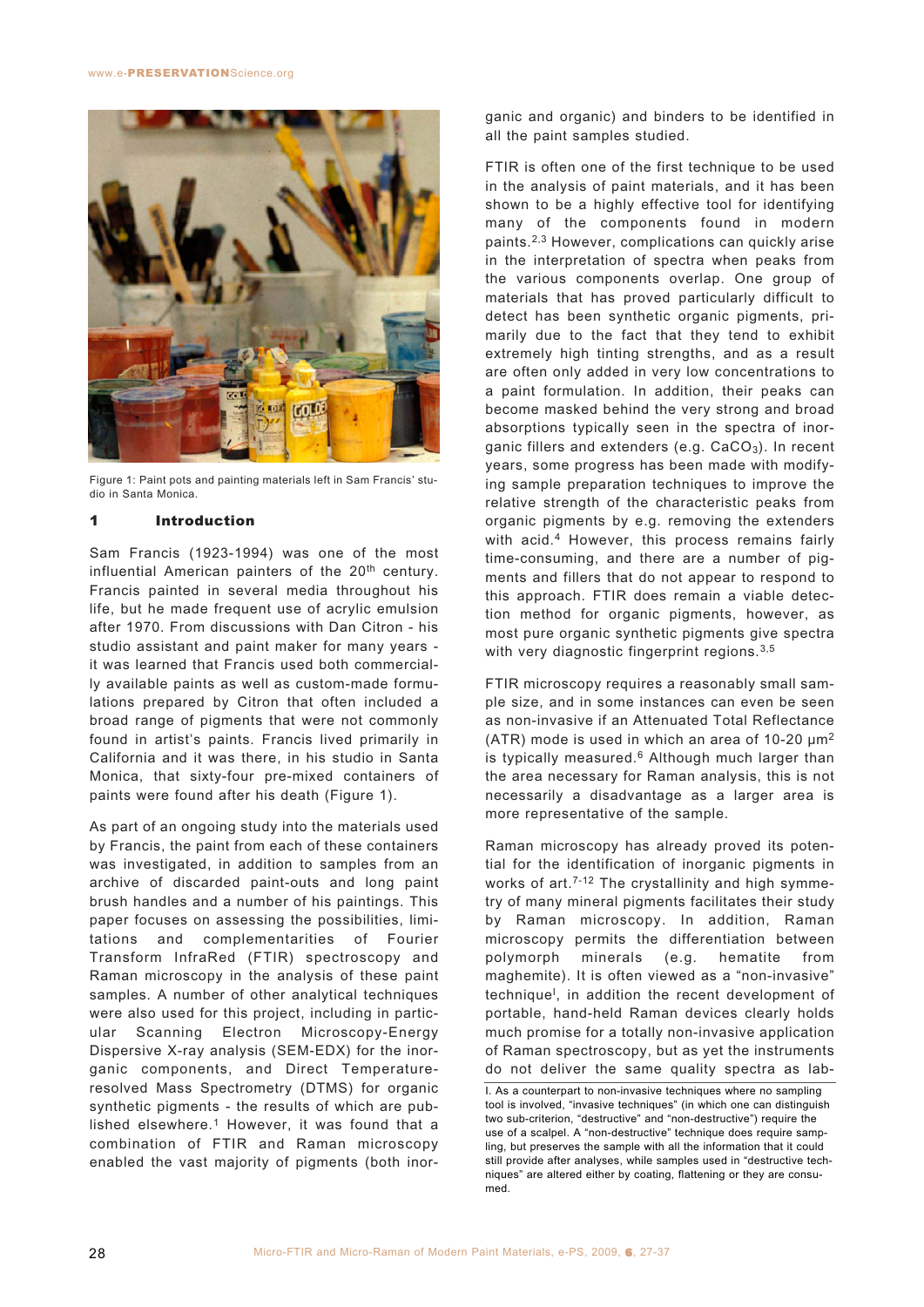Figure 1: Paint pots and painting materials left in Sam Francis' studio in Santa Monica.

## 1 Introduction

Sam Francis (1923-1994) was one of the most influential American painters of the 20th century. Francis painted in several media throughout his life, but he made frequent use of acrylic emulsion after 1970. From discussions with Dan Citron - his studio assistant and paint maker for many years - it was learned that Francis used both commercially available paints as well as custom-made formulations prepared by Citron that often included a broad range of pigments that were not commonly found in artist's paints. Francis lived primarily in California and it was there, in his studio in Santa Monica, that sixty-four pre-mixed containers of paints were found after his death (Figure 1).

As part of an ongoing study into the materials used by Francis, the paint from each of these containers was investigated, in addition to samples from an archive of discarded paint-outs and long paint brush handles and a number of his paintings. This paper focuses on assessing the possibilities, limitations and complementarities of Fourier Transform InfraRed (FTIR) spectroscopy and Raman microscopy in the analysis of these paint samples. A number of other analytical techniques were also used for this project, including in particular Scanning Electron Microscopy-Energy Dispersive X-ray analysis (SEM-EDX) for the inorganic components, and Direct Temperature-resolved Mass Spectrometry (DTMS) for organic synthetic pigments - the results of which are published elsewhere.[1] However, it was found that a combination of FTIR and Raman microscopy enabled the vast majority of pigments (both inorganic and organic) and binders to be identified in all the paint samples studied.

FTIR is often one of the first technique to be used in the analysis of paint materials, and it has been shown to be a highly effective tool for identifying many of the components found in modern paints.[2,3] However, complications can quickly arise in the interpretation of spectra when peaks from the various components overlap. One group of materials that has proved particularly difficult to detect has been synthetic organic pigments, primarily due to the fact that they tend to exhibit extremely high tinting strengths, and as a result are often only added in very low concentrations to a paint formulation. In addition, their peaks can become masked behind the very strong and broad absorptions typically seen in the spectra of inorganic fillers and extenders (e.g. $CaCO_3$). In recent years, some progress has been made with modifying sample preparation techniques to improve the relative strength of the characteristic peaks from organic pigments by e.g. removing the extenders with acid.[4] However, this process remains fairly time-consuming, and there are a number of pigments and fillers that do not appear to respond to this approach. FTIR does remain a viable detection method for organic pigments, however, as most pure organic synthetic pigments give spectra with very diagnostic fingerprint regions.[3,5]

FTIR microscopy requires a reasonably small sample size, and in some instances can even be seen as non-invasive if an Attenuated Total Reflectance (ATR) mode is used in which an area of 10-20 $\mu m^2$ is typically measured.[6] Although much larger than the area necessary for Raman analysis, this is not necessarily a disadvantage as a larger area is more representative of the sample.

Raman microscopy has already proved its potential for the identification of inorganic pigments in works of art.[7-12] The crystallinity and high symmetry of many mineral pigments facilitates their study by Raman microscopy. In addition, Raman microscopy permits the differentiation between polymorph minerals (e.g. hematite from maghemite). It is often viewed as a "non-invasive" technique[I], in addition the recent development of portable, hand-held Raman devices clearly holds much promise for a totally non-invasive application of Raman spectroscopy, but as yet the instruments do not deliver the same quality spectra as lab-

I. As a counterpart to non-invasive techniques where no sampling tool is involved, "invasive techniques" (in which one can distinguish two sub-criterion, "destructive" and "non-destructive") require the use of a scalpel. A "non-destructive" technique does require sampling, but preserves the sample with all the information that it could still provide after analyses, while samples used in "destructive techniques" are altered either by coating, flattening or they are consumed.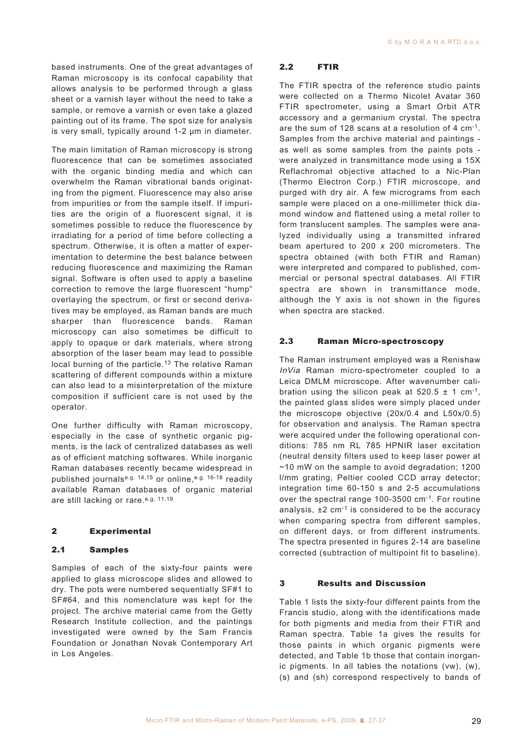based instruments. One of the great advantages of Raman microscopy is its confocal capability that allows analysis to be performed through a glass sheet or a varnish layer without the need to take a sample, or remove a varnish or even take a glazed painting out of its frame. The spot size for analysis is very small, typically around 1-2 µm in diameter.

The main limitation of Raman microscopy is strong fluorescence that can be sometimes associated with the organic binding media and which can overwhelm the Raman vibrational bands originating from the pigment. Fluorescence may also arise from impurities or from the sample itself. If impurities are the origin of a fluorescent signal, it is sometimes possible to reduce the fluorescence by irradiating for a period of time before collecting a spectrum. Otherwise, it is often a matter of experimentation to determine the best balance between reducing fluorescence and maximizing the Raman signal. Software is often used to apply a baseline correction to remove the large fluorescent "hump" overlaying the spectrum, or first or second derivatives may be employed, as Raman bands are much sharper than fluorescence bands. Raman microscopy can also sometimes be difficult to apply to opaque or dark materials, where strong absorption of the laser beam may lead to possible local burning of the particle.[13] The relative Raman scattering of different compounds within a mixture can also lead to a misinterpretation of the mixture composition if sufficient care is not used by the operator.

One further difficulty with Raman microscopy, especially in the case of synthetic organic pigments, is the lack of centralized databases as well as of efficient matching softwares. While inorganic Raman databases recently became widespread in published journals[e.g. 14,15] or online,[e.g. 16-18] readily available Raman databases of organic material are still lacking or rare.[e.g. 11,19]

## 2 Experimental

### 2.1 Samples

Samples of each of the sixty-four paints were applied to glass microscope slides and allowed to dry. The pots were numbered sequentially SF#1 to SF#64, and this nomenclature was kept for the project. The archive material came from the Getty Research Institute collection, and the paintings investigated were owned by the Sam Francis Foundation or Jonathan Novak Contemporary Art in Los Angeles.

### 2.2 FTIR

The FTIR spectra of the reference studio paints were collected on a Thermo Nicolet Avatar 360 FTIR spectrometer, using a Smart Orbit ATR accessory and a germanium crystal. The spectra are the sum of 128 scans at a resolution of 4 $cm^{-1}$. Samples from the archive material and paintings - as well as some samples from the paints pots - were analyzed in transmittance mode using a 15X Reflachromat objective attached to a Nic-Plan (Thermo Electron Corp.) FTIR microscope, and purged with dry air. A few micrograms from each sample were placed on a one-millimeter thick diamond window and flattened using a metal roller to form translucent samples. The samples were analyzed individually using a transmitted infrared beam apertured to 200 x 200 micrometers. The spectra obtained (with both FTIR and Raman) were interpreted and compared to published, commercial or personal spectral databases. All FTIR spectra are shown in transmittance mode, although the Y axis is not shown in the figures when spectra are stacked.

### 2.3 Raman Micro-spectroscopy

The Raman instrument employed was a Renishaw *InVia* Raman micro-spectrometer coupled to a Leica DMLM microscope. After wavenumber calibration using the silicon peak at 520.5 ± 1 $cm^{-1}$, the painted glass slides were simply placed under the microscope objective (20x/0.4 and L50x/0.5) for observation and analysis. The Raman spectra were acquired under the following operational conditions: 785 nm RL 785 HPNIR laser excitation (neutral density filters used to keep laser power at ~10 mW on the sample to avoid degradation; 1200 l/mm grating, Peltier cooled CCD array detector; integration time 60-150 s and 2-5 accumulations over the spectral range 100-3500 $cm^{-1}$. For routine analysis, ±2 $cm^{-1}$ is considered to be the accuracy when comparing spectra from different samples, on different days, or from different instruments. The spectra presented in figures 2-14 are baseline corrected (subtraction of multipoint fit to baseline).

## 3 Results and Discussion

Table 1 lists the sixty-four different paints from the Francis studio, along with the identifications made for both pigments and media from their FTIR and Raman spectra. Table 1a gives the results for those paints in which organic pigments were detected, and Table 1b those that contain inorganic pigments. In all tables the notations (vw), (w), (s) and (sh) correspond respectively to bands of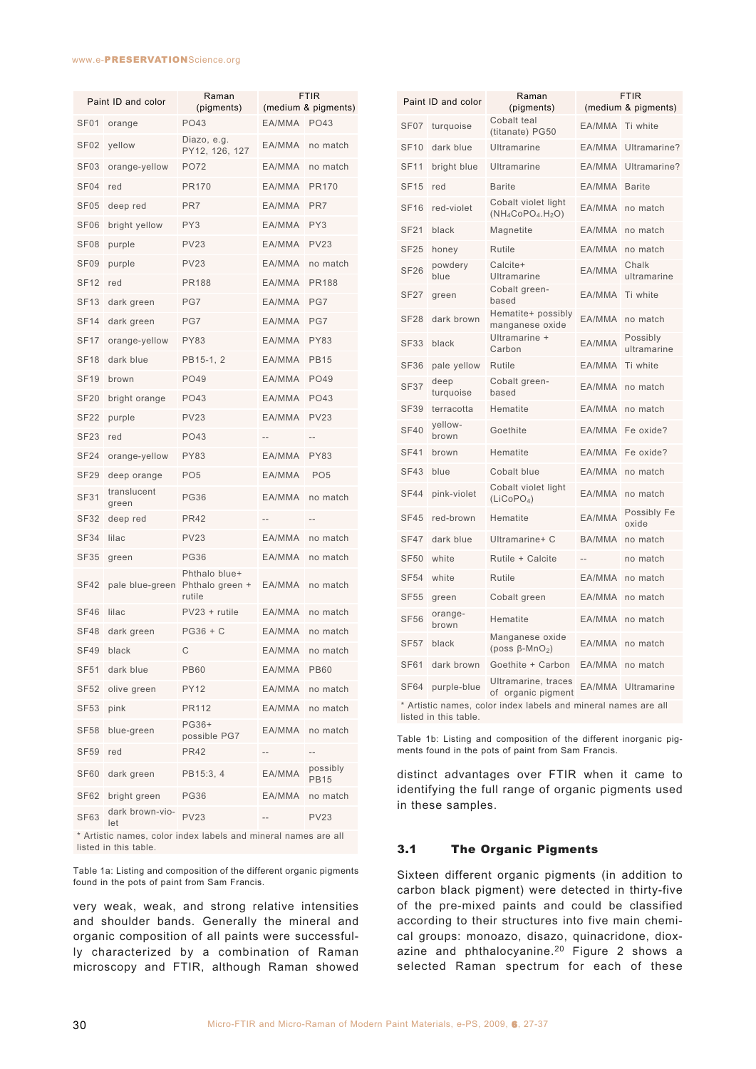| Paint ID and color | | Raman (pigments) | FTIR (medium & pigments) | |
|---|---|---|---|---|
| SF01 | orange | PO43 | EA/MMA | PO43 |
| SF02 | yellow | Diazo, e.g. PY12, 126, 127 | EA/MMA | no match |
| SF03 | orange-yellow | PO72 | EA/MMA | no match |
| SF04 | red | PR170 | EA/MMA | PR170 |
| SF05 | deep red | PR7 | EA/MMA | PR7 |
| SF06 | bright yellow | PY3 | EA/MMA | PY3 |
| SF08 | purple | PV23 | EA/MMA | PV23 |
| SF09 | purple | PV23 | EA/MMA | no match |
| SF12 | red | PR188 | EA/MMA | PR188 |
| SF13 | dark green | PG7 | EA/MMA | PG7 |
| SF14 | dark green | PG7 | EA/MMA | PG7 |
| SF17 | orange-yellow | PY83 | EA/MMA | PY83 |
| SF18 | dark blue | PB15-1, 2 | EA/MMA | PB15 |
| SF19 | brown | PO49 | EA/MMA | PO49 |
| SF20 | bright orange | PO43 | EA/MMA | PO43 |
| SF22 | purple | PV23 | EA/MMA | PV23 |
| SF23 | red | PO43 | -- | -- |
| SF24 | orange-yellow | PY83 | EA/MMA | PY83 |
| SF29 | deep orange | PO5 | EA/MMA | PO5 |
| SF31 | translucent green | PG36 | EA/MMA | no match |
| SF32 | deep red | PR42 | -- | -- |
| SF34 | lilac | PV23 | EA/MMA | no match |
| SF35 | green | PG36 | EA/MMA | no match |
| SF42 | pale blue-green | Phthalo blue+ Phthalo green + rutile | EA/MMA | no match |
| SF46 | lilac | PV23 + rutile | EA/MMA | no match |
| SF48 | dark green | PG36 + C | EA/MMA | no match |
| SF49 | black | C | EA/MMA | no match |
| SF51 | dark blue | PB60 | EA/MMA | PB60 |
| SF52 | olive green | PY12 | EA/MMA | no match |
| SF53 | pink | PR112 | EA/MMA | no match |
| SF58 | blue-green | PG36+ possible PG7 | EA/MMA | no match |
| SF59 | red | PR42 | -- | -- |
| SF60 | dark green | PB15:3, 4 | EA/MMA | possibly PB15 |
| SF62 | bright green | PG36 | EA/MMA | no match |
| SF63 | dark brown-violet | PV23 | -- | PV23 |

\* Artistic names, color index labels and mineral names are all listed in this table.

Table 1a: Listing and composition of the different organic pigments found in the pots of paint from Sam Francis.

| Paint ID and color | | Raman (pigments) | FTIR (medium & pigments) | |
|---|---|---|---|---|
| SF07 | turquoise | Cobalt teal (titanate) PG50 | EA/MMA | Ti white |
| SF10 | dark blue | Ultramarine | EA/MMA | Ultramarine? |
| SF11 | bright blue | Ultramarine | EA/MMA | Ultramarine? |
| SF15 | red | Barite | EA/MMA | Barite |
| SF16 | red-violet | Cobalt violet light ($NH_4CoPO_4.H_2O$) | EA/MMA | no match |
| SF21 | black | Magnetite | EA/MMA | no match |
| SF25 | honey | Rutile | EA/MMA | no match |
| SF26 | powdery blue | Calcite+ Ultramarine | EA/MMA | Chalk ultramarine |
| SF27 | green | Cobalt green-based | EA/MMA | Ti white |
| SF28 | dark brown | Hematite+ possibly manganese oxide | EA/MMA | no match |
| SF33 | black | Ultramarine + Carbon | EA/MMA | Possibly ultramarine |
| SF36 | pale yellow | Rutile | EA/MMA | Ti white |
| SF37 | deep turquoise | Cobalt green-based | EA/MMA | no match |
| SF39 | terracotta | Hematite | EA/MMA | no match |
| SF40 | yellow-brown | Goethite | EA/MMA | Fe oxide? |
| SF41 | brown | Hematite | EA/MMA | Fe oxide? |
| SF43 | blue | Cobalt blue | EA/MMA | no match |
| SF44 | pink-violet | Cobalt violet light ($LiCoPO_4$) | EA/MMA | no match |
| SF45 | red-brown | Hematite | EA/MMA | Possibly Fe oxide |
| SF47 | dark blue | Ultramarine+ C | BA/MMA | no match |
| SF50 | white | Rutile + Calcite | -- | no match |
| SF54 | white | Rutile | EA/MMA | no match |
| SF55 | green | Cobalt green | EA/MMA | no match |
| SF56 | orange-brown | Hematite | EA/MMA | no match |
| SF57 | black | Manganese oxide (poss β-$MnO_2$) | EA/MMA | no match |
| SF61 | dark brown | Goethite + Carbon | EA/MMA | no match |
| SF64 | purple-blue | Ultramarine, traces of organic pigment | EA/MMA | Ultramarine |

\* Artistic names, color index labels and mineral names are all listed in this table.

Table 1b: Listing and composition of the different inorganic pigments found in the pots of paint from Sam Francis.

very weak, weak, and strong relative intensities and shoulder bands. Generally the mineral and organic composition of all paints were successfully characterized by a combination of Raman microscopy and FTIR, although Raman showed distinct advantages over FTIR when it came to identifying the full range of organic pigments used in these samples.

## 3.1 The Organic Pigments

Sixteen different organic pigments (in addition to carbon black pigment) were detected in thirty-five of the pre-mixed paints and could be classified according to their structures into five main chemical groups: monoazo, disazo, quinacridone, dioxazine and phthalocyanine.[20] Figure 2 shows a selected Raman spectrum for each of these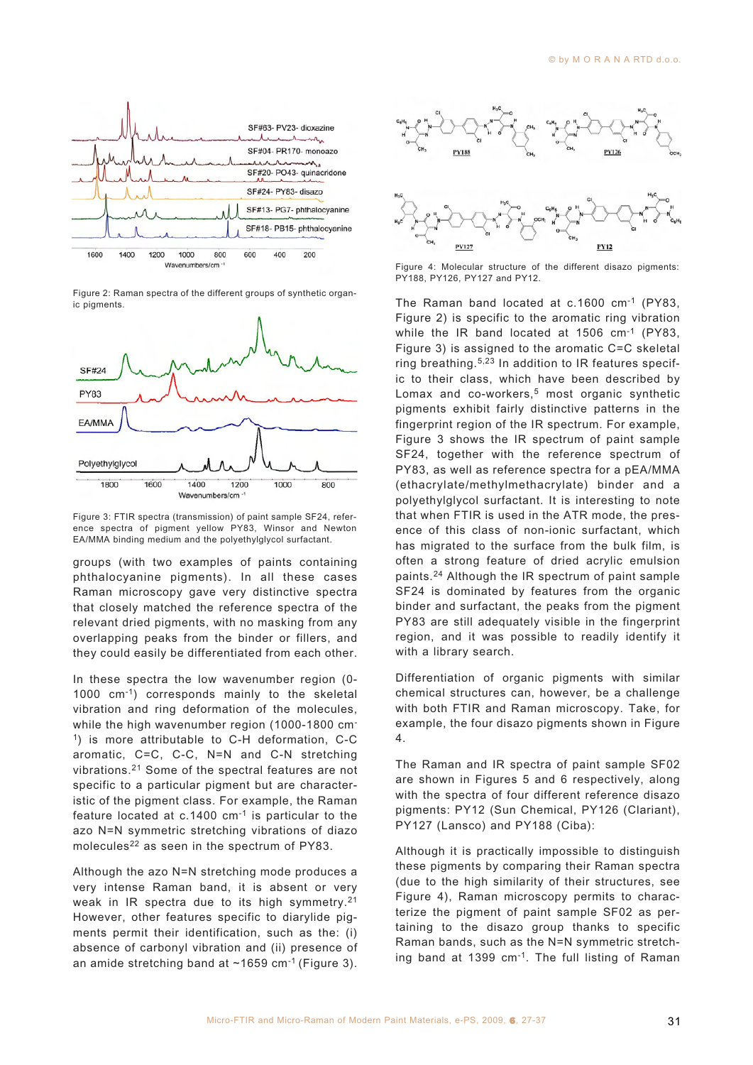Figure 2: Raman spectra of the different groups of synthetic organic pigments.

Figure 3: FTIR spectra (transmission) of paint sample SF24, reference spectra of pigment yellow PY83, Winsor and Newton EA/MMA binding medium and the polyethylglycol surfactant.

groups (with two examples of paints containing phthalocyanine pigments). In all these cases Raman microscopy gave very distinctive spectra that closely matched the reference spectra of the relevant dried pigments, with no masking from any overlapping peaks from the binder or fillers, and they could easily be differentiated from each other.

In these spectra the low wavenumber region (0-1000 $cm^{-1}$) corresponds mainly to the skeletal vibration and ring deformation of the molecules, while the high wavenumber region (1000-1800 $cm^{-1}$) is more attributable to C-H deformation, C-C aromatic, C=C, C-C, N=N and C-N stretching vibrations.[21] Some of the spectral features are not specific to a particular pigment but are characteristic of the pigment class. For example, the Raman feature located at c.1400 $cm^{-1}$ is particular to the azo N=N symmetric stretching vibrations of diazo molecules[22] as seen in the spectrum of PY83.

Although the azo N=N stretching mode produces a very intense Raman band, it is absent or very weak in IR spectra due to its high symmetry.[21] However, other features specific to diarylide pigments permit their identification, such as the: (i) absence of carbonyl vibration and (ii) presence of an amide stretching band at ~1659 $cm^{-1}$ (Figure 3).

Figure 4: Molecular structure of the different disazo pigments: PY188, PY126, PY127 and PY12.

The Raman band located at c.1600 $cm^{-1}$ (PY83, Figure 2) is specific to the aromatic ring vibration while the IR band located at 1506 $cm^{-1}$ (PY83, Figure 3) is assigned to the aromatic C=C skeletal ring breathing.[5,23] In addition to IR features specific to their class, which have been described by Lomax and co-workers,[5] most organic synthetic pigments exhibit fairly distinctive patterns in the fingerprint region of the IR spectrum. For example, Figure 3 shows the IR spectrum of paint sample SF24, together with the reference spectrum of PY83, as well as reference spectra for a pEA/MMA (ethacrylate/methylmethacrylate) binder and a polyethylglycol surfactant. It is interesting to note that when FTIR is used in the ATR mode, the presence of this class of non-ionic surfactant, which has migrated to the surface from the bulk film, is often a strong feature of dried acrylic emulsion paints.[24] Although the IR spectrum of paint sample SF24 is dominated by features from the organic binder and surfactant, the peaks from the pigment PY83 are still adequately visible in the fingerprint region, and it was possible to readily identify it with a library search.

Differentiation of organic pigments with similar chemical structures can, however, be a challenge with both FTIR and Raman microscopy. Take, for example, the four disazo pigments shown in Figure 4.

The Raman and IR spectra of paint sample SF02 are shown in Figures 5 and 6 respectively, along with the spectra of four different reference disazo pigments: PY12 (Sun Chemical, PY126 (Clariant), PY127 (Lansco) and PY188 (Ciba):

Although it is practically impossible to distinguish these pigments by comparing their Raman spectra (due to the high similarity of their structures, see Figure 4), Raman microscopy permits to characterize the pigment of paint sample SF02 as pertaining to the disazo group thanks to specific Raman bands, such as the N=N symmetric stretching band at 1399 $cm^{-1}$. The full listing of Raman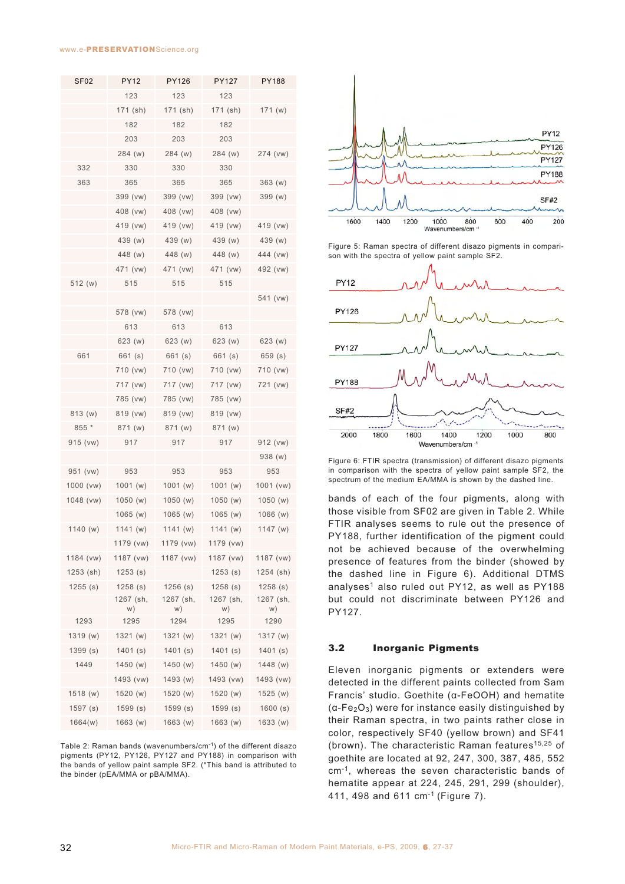| SF02 | PY12 | PY126 | PY127 | PY188 |
|---|---|---|---|---|
| | 123 | 123 | 123 | |
| | 171 (sh) | 171 (sh) | 171 (sh) | 171 (w) |
| | 182 | 182 | 182 | |
| | 203 | 203 | 203 | |
| | 284 (w) | 284 (w) | 284 (w) | 274 (vw) |
| 332 | 330 | 330 | 330 | |
| 363 | 365 | 365 | 365 | 363 (w) |
| | 399 (vw) | 399 (vw) | 399 (vw) | 399 (w) |
| | 408 (vw) | 408 (vw) | 408 (vw) | |
| | 419 (vw) | 419 (vw) | 419 (vw) | 419 (vw) |
| | 439 (w) | 439 (w) | 439 (w) | 439 (w) |
| | 448 (w) | 448 (w) | 448 (w) | 444 (vw) |
| | 471 (vw) | 471 (vw) | 471 (vw) | 492 (vw) |
| 512 (w) | 515 | 515 | 515 | |
| | | | | 541 (vw) |
| | 578 (vw) | 578 (vw) | | |
| | 613 | 613 | 613 | |
| | 623 (w) | 623 (w) | 623 (w) | 623 (w) |
| 661 | 661 (s) | 661 (s) | 661 (s) | 659 (s) |
| | 710 (vw) | 710 (vw) | 710 (vw) | 710 (vw) |
| | 717 (vw) | 717 (vw) | 717 (vw) | 721 (vw) |
| | 785 (vw) | 785 (vw) | 785 (vw) | |
| 813 (w) | 819 (vw) | 819 (vw) | 819 (vw) | |
| 855 * | 871 (w) | 871 (w) | 871 (w) | |
| 915 (vw) | 917 | 917 | 917 | 912 (vw) |
| | | | | 938 (w) |
| 951 (vw) | 953 | 953 | 953 | 953 |
| 1000 (vw) | 1001 (w) | 1001 (w) | 1001 (w) | 1001 (vw) |
| 1048 (vw) | 1050 (w) | 1050 (w) | 1050 (w) | 1050 (w) |
| | 1065 (w) | 1065 (w) | 1065 (w) | 1066 (w) |
| 1140 (w) | 1141 (w) | 1141 (w) | 1141 (w) | 1147 (w) |
| | 1179 (vw) | 1179 (vw) | 1179 (vw) | |
| 1184 (vw) | 1187 (vw) | 1187 (vw) | 1187 (vw) | 1187 (vw) |
| 1253 (sh) | 1253 (s) | | 1253 (s) | 1254 (sh) |
| 1255 (s) | 1258 (s) | 1256 (s) | 1258 (s) | 1258 (s) |
| | 1267 (sh, w) | 1267 (sh, w) | 1267 (sh, w) | 1267 (sh, w) |
| 1293 | 1295 | 1294 | 1295 | 1290 |
| 1319 (w) | 1321 (w) | 1321 (w) | 1321 (w) | 1317 (w) |
| 1399 (s) | 1401 (s) | 1401 (s) | 1401 (s) | 1401 (s) |
| 1449 | 1450 (w) | 1450 (w) | 1450 (w) | 1448 (w) |
| | 1493 (vw) | 1493 (vw) | 1493 (vw) | 1493 (vw) |
| 1518 (w) | 1520 (w) | 1520 (w) | 1520 (w) | 1525 (w) |
| 1597 (s) | 1599 (s) | 1599 (s) | 1599 (s) | 1600 (s) |
| 1664(w) | 1663 (w) | 1663 (w) | 1663 (w) | 1633 (w) |

Table 2: Raman bands (wavenumbers/cm$^{-1}$) of the different disazo pigments (PY12, PY126, PY127 and PY188) in comparison with the bands of yellow paint sample SF2. (*This band is attributed to the binder (pEA/MMA or pBA/MMA).

Figure 5: Raman spectra of different disazo pigments in comparison with the spectra of yellow paint sample SF2.

Figure 6: FTIR spectra (transmission) of different disazo pigments in comparison with the spectra of yellow paint sample SF2, the spectrum of the medium EA/MMA is shown by the dashed line.

bands of each of the four pigments, along with those visible from SF02 are given in Table 2. While FTIR analyses seems to rule out the presence of PY188, further identification of the pigment could not be achieved because of the overwhelming presence of features from the binder (showed by the dashed line in Figure 6). Additional DTMS analyses[1] also ruled out PY12, as well as PY188 but could not discriminate between PY126 and PY127.

### 3.2 Inorganic Pigments

Eleven inorganic pigments or extenders were detected in the different paints collected from Sam Francis' studio. Goethite (α-FeOOH) and hematite (α-$Fe_2O_3$) were for instance easily distinguished by their Raman spectra, in two paints rather close in color, respectively SF40 (yellow brown) and SF41 (brown). The characteristic Raman features[15,25] of goethite are located at 92, 247, 300, 387, 485, 552 cm$^{-1}$, whereas the seven characteristic bands of hematite appear at 224, 245, 291, 299 (shoulder), 411, 498 and 611 cm$^{-1}$ (Figure 7).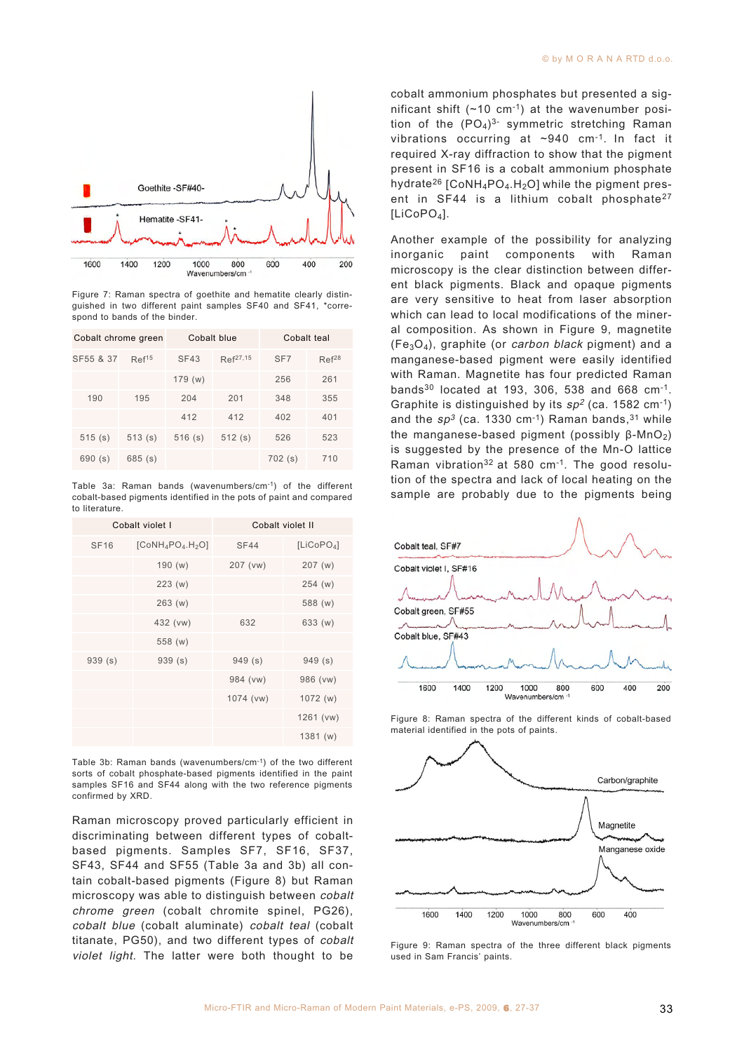Figure 7: Raman spectra of goethite and hematite clearly distinguished in two different paint samples SF40 and SF41, *correspond to bands of the binder.

| Cobalt chrome green | | Cobalt blue | | Cobalt teal | |
|---|---|---|---|---|---|
| SF55 & 37 | Ref[15] | SF43 | Ref[27,15] | SF7 | Ref[28] |
| | | 179 (w) | | 256 | 261 |
| 190 | 195 | 204 | 201 | 348 | 355 |
| | | 412 | 412 | 402 | 401 |
| 515 (s) | 513 (s) | 516 (s) | 512 (s) | 526 | 523 |
| 690 (s) | 685 (s) | | | 702 (s) | 710 |

Table 3a: Raman bands (wavenumbers/cm$^{-1}$) of the different cobalt-based pigments identified in the pots of paint and compared to literature.

| Cobalt violet I | | Cobalt violet II | |
|---|---|---|---|
| SF16 | [$CoNH_4PO_4.H_2O$] | SF44 | [$LiCoPO_4$] |
| | 190 (w) | 207 (vw) | 207 (w) |
| | 223 (w) | | 254 (w) |
| | 263 (w) | | 588 (w) |
| | 432 (vw) | 632 | 633 (w) |
| | 558 (w) | | |
| 939 (s) | 939 (s) | 949 (s) | 949 (s) |
| | | 984 (vw) | 986 (vw) |
| | | 1074 (vw) | 1072 (w) |
| | | | 1261 (vw) |
| | | | 1381 (w) |

Table 3b: Raman bands (wavenumbers/cm$^{-1}$) of the two different sorts of cobalt phosphate-based pigments identified in the paint samples SF16 and SF44 along with the two reference pigments confirmed by XRD.

Raman microscopy proved particularly efficient in discriminating between different types of cobalt-based pigments. Samples SF7, SF16, SF37, SF43, SF44 and SF55 (Table 3a and 3b) all contain cobalt-based pigments (Figure 8) but Raman microscopy was able to distinguish between *cobalt chrome green* (cobalt chromite spinel, PG26), *cobalt blue* (cobalt aluminate) *cobalt teal* (cobalt titanate, PG50), and two different types of *cobalt violet light*. The latter were both thought to be cobalt ammonium phosphates but presented a significant shift (~10 cm$^{-1}$) at the wavenumber position of the $(PO_4)^{3-}$ symmetric stretching Raman vibrations occurring at ~940 cm$^{-1}$. In fact it required X-ray diffraction to show that the pigment present in SF16 is a cobalt ammonium phosphate hydrate[26] [$CoNH_4PO_4.H_2O$] while the pigment present in SF44 is a lithium cobalt phosphate[27] [$LiCoPO_4$].

Another example of the possibility for analyzing inorganic paint components with Raman microscopy is the clear distinction between different black pigments. Black and opaque pigments are very sensitive to heat from laser absorption which can lead to local modifications of the mineral composition. As shown in Figure 9, magnetite ($Fe_3O_4$), graphite (or *carbon black* pigment) and a manganese-based pigment were easily identified with Raman. Magnetite has four predicted Raman bands[30] located at 193, 306, 538 and 668 cm$^{-1}$. Graphite is distinguished by its $sp^2$ (ca. 1582 cm$^{-1}$) and the $sp^3$ (ca. 1330 cm$^{-1}$) Raman bands,[31] while the manganese-based pigment (possibly β-$MnO_2$) is suggested by the presence of the Mn-O lattice Raman vibration[32] at 580 cm$^{-1}$. The good resolution of the spectra and lack of local heating on the sample are probably due to the pigments being

Figure 8: Raman spectra of the different kinds of cobalt-based material identified in the pots of paints.

Figure 9: Raman spectra of the three different black pigments used in Sam Francis' paints.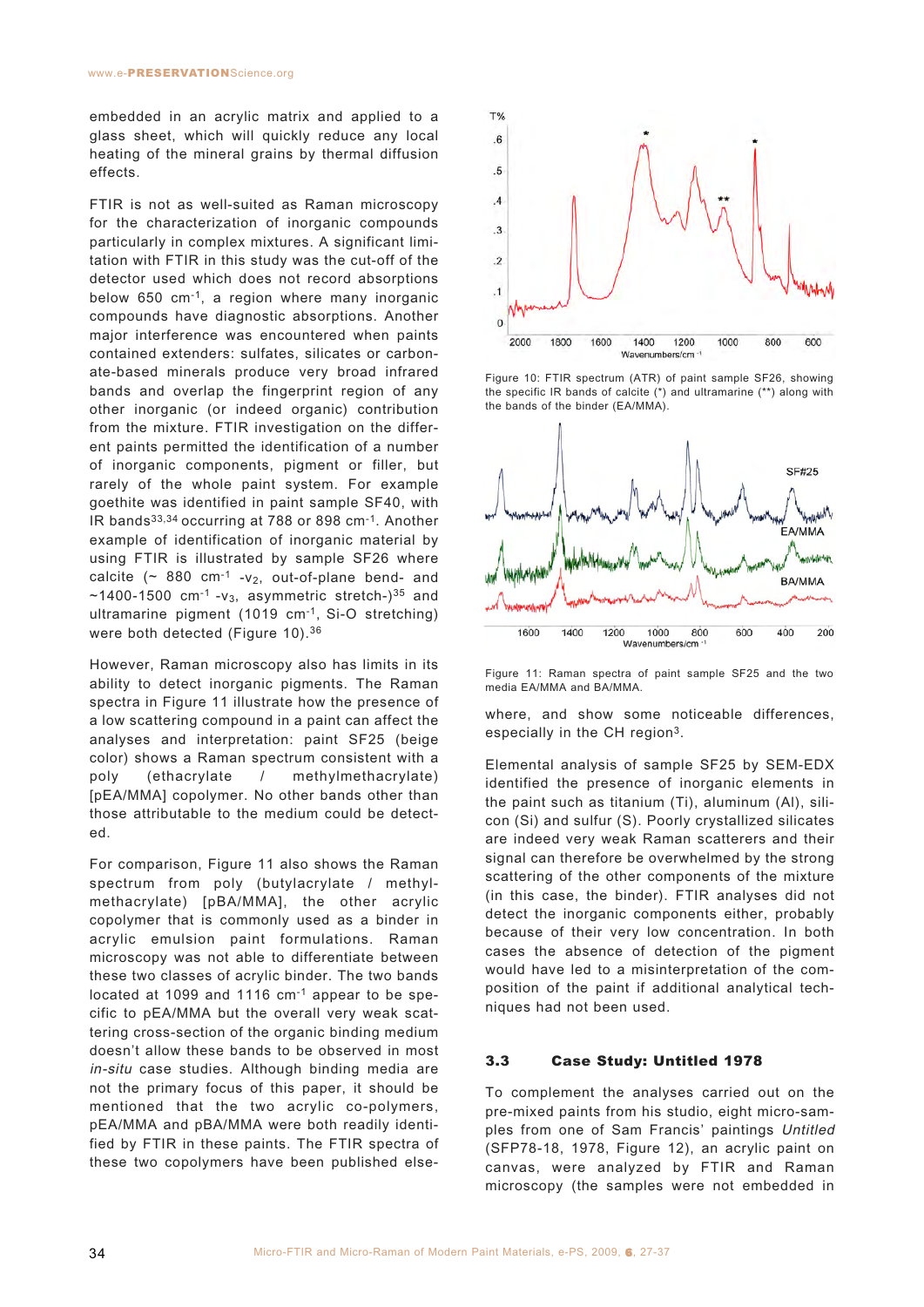embedded in an acrylic matrix and applied to a glass sheet, which will quickly reduce any local heating of the mineral grains by thermal diffusion effects.

FTIR is not as well-suited as Raman microscopy for the characterization of inorganic compounds particularly in complex mixtures. A significant limitation with FTIR in this study was the cut-off of the detector used which does not record absorptions below 650 $cm^{-1}$, a region where many inorganic compounds have diagnostic absorptions. Another major interference was encountered when paints contained extenders: sulfates, silicates or carbonate-based minerals produce very broad infrared bands and overlap the fingerprint region of any other inorganic (or indeed organic) contribution from the mixture. FTIR investigation on the different paints permitted the identification of a number of inorganic components, pigment or filler, but rarely of the whole paint system. For example goethite was identified in paint sample SF40, with IR bands[33,34] occurring at 788 or 898 $cm^{-1}$. Another example of identification of inorganic material by using FTIR is illustrated by sample SF26 where calcite (~ 880 $cm^{-1}$ -$v_2$, out-of-plane bend- and ~1400-1500 $cm^{-1}$ -$v_3$, asymmetric stretch-)[35] and ultramarine pigment (1019 $cm^{-1}$, Si-O stretching) were both detected (Figure 10).[36]

However, Raman microscopy also has limits in its ability to detect inorganic pigments. The Raman spectra in Figure 11 illustrate how the presence of a low scattering compound in a paint can affect the analyses and interpretation: paint SF25 (beige color) shows a Raman spectrum consistent with a poly (ethacrylate / methylmethacrylate) [pEA/MMA] copolymer. No other bands other than those attributable to the medium could be detected.

For comparison, Figure 11 also shows the Raman spectrum from poly (butylacrylate / methylmethacrylate) [pBA/MMA], the other acrylic copolymer that is commonly used as a binder in acrylic emulsion paint formulations. Raman microscopy was not able to differentiate between these two classes of acrylic binder. The two bands located at 1099 and 1116 $cm^{-1}$ appear to be specific to pEA/MMA but the overall very weak scattering cross-section of the organic binding medium doesn't allow these bands to be observed in most *in-situ* case studies. Although binding media are not the primary focus of this paper, it should be mentioned that the two acrylic co-polymers, pEA/MMA and pBA/MMA were both readily identified by FTIR in these paints. The FTIR spectra of these two copolymers have been published elsewhere, and show some noticeable differences, especially in the CH region[3].

Figure 10: FTIR spectrum (ATR) of paint sample SF26, showing the specific IR bands of calcite (*) and ultramarine (**) along with the bands of the binder (EA/MMA).

Figure 11: Raman spectra of paint sample SF25 and the two media EA/MMA and BA/MMA.

Elemental analysis of sample SF25 by SEM-EDX identified the presence of inorganic elements in the paint such as titanium (Ti), aluminum (Al), silicon (Si) and sulfur (S). Poorly crystallized silicates are indeed very weak Raman scatterers and their signal can therefore be overwhelmed by the strong scattering of the other components of the mixture (in this case, the binder). FTIR analyses did not detect the inorganic components either, probably because of their very low concentration. In both cases the absence of detection of the pigment would have led to a misinterpretation of the composition of the paint if additional analytical techniques had not been used.

## 3.3 Case Study: Untitled 1978

To complement the analyses carried out on the pre-mixed paints from his studio, eight micro-samples from one of Sam Francis' paintings *Untitled* (SFP78-18, 1978, Figure 12), an acrylic paint on canvas, were analyzed by FTIR and Raman microscopy (the samples were not embedded in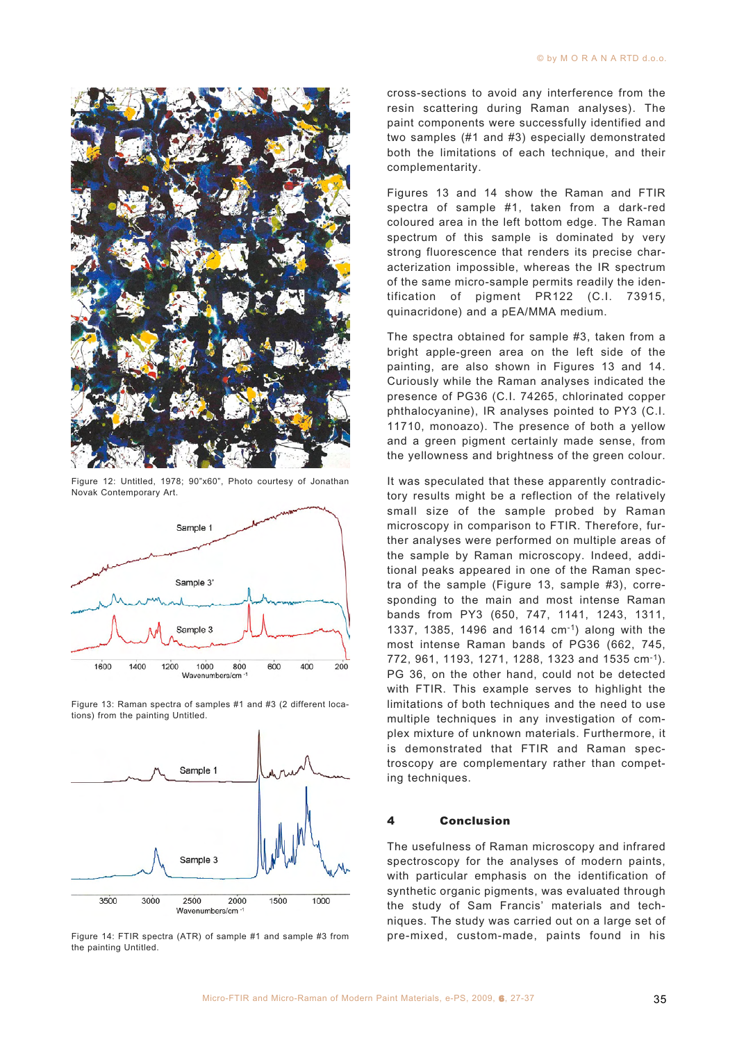Figure 12: Untitled, 1978; 90"x60", Photo courtesy of Jonathan Novak Contemporary Art.

Figure 13: Raman spectra of samples #1 and #3 (2 different locations) from the painting Untitled.

Figure 14: FTIR spectra (ATR) of sample #1 and sample #3 from the painting Untitled.

cross-sections to avoid any interference from the resin scattering during Raman analyses). The paint components were successfully identified and two samples (#1 and #3) especially demonstrated both the limitations of each technique, and their complementarity.

Figures 13 and 14 show the Raman and FTIR spectra of sample #1, taken from a dark-red coloured area in the left bottom edge. The Raman spectrum of this sample is dominated by very strong fluorescence that renders its precise characterization impossible, whereas the IR spectrum of the same micro-sample permits readily the identification of pigment PR122 (C.I. 73915, quinacridone) and a pEA/MMA medium.

The spectra obtained for sample #3, taken from a bright apple-green area on the left side of the painting, are also shown in Figures 13 and 14. Curiously while the Raman analyses indicated the presence of PG36 (C.I. 74265, chlorinated copper phthalocyanine), IR analyses pointed to PY3 (C.I. 11710, monoazo). The presence of both a yellow and a green pigment certainly made sense, from the yellowness and brightness of the green colour.

It was speculated that these apparently contradictory results might be a reflection of the relatively small size of the sample probed by Raman microscopy in comparison to FTIR. Therefore, further analyses were performed on multiple areas of the sample by Raman microscopy. Indeed, additional peaks appeared in one of the Raman spectra of the sample (Figure 13, sample #3), corresponding to the main and most intense Raman bands from PY3 (650, 747, 1141, 1243, 1311, 1337, 1385, 1496 and 1614 $cm^{-1}$) along with the most intense Raman bands of PG36 (662, 745, 772, 961, 1193, 1271, 1288, 1323 and 1535 $cm^{-1}$). PG 36, on the other hand, could not be detected with FTIR. This example serves to highlight the limitations of both techniques and the need to use multiple techniques in any investigation of complex mixture of unknown materials. Furthermore, it is demonstrated that FTIR and Raman spectroscopy are complementary rather than competing techniques.

## 4 Conclusion

The usefulness of Raman microscopy and infrared spectroscopy for the analyses of modern paints, with particular emphasis on the identification of synthetic organic pigments, was evaluated through the study of Sam Francis' materials and techniques. The study was carried out on a large set of pre-mixed, custom-made, paints found in his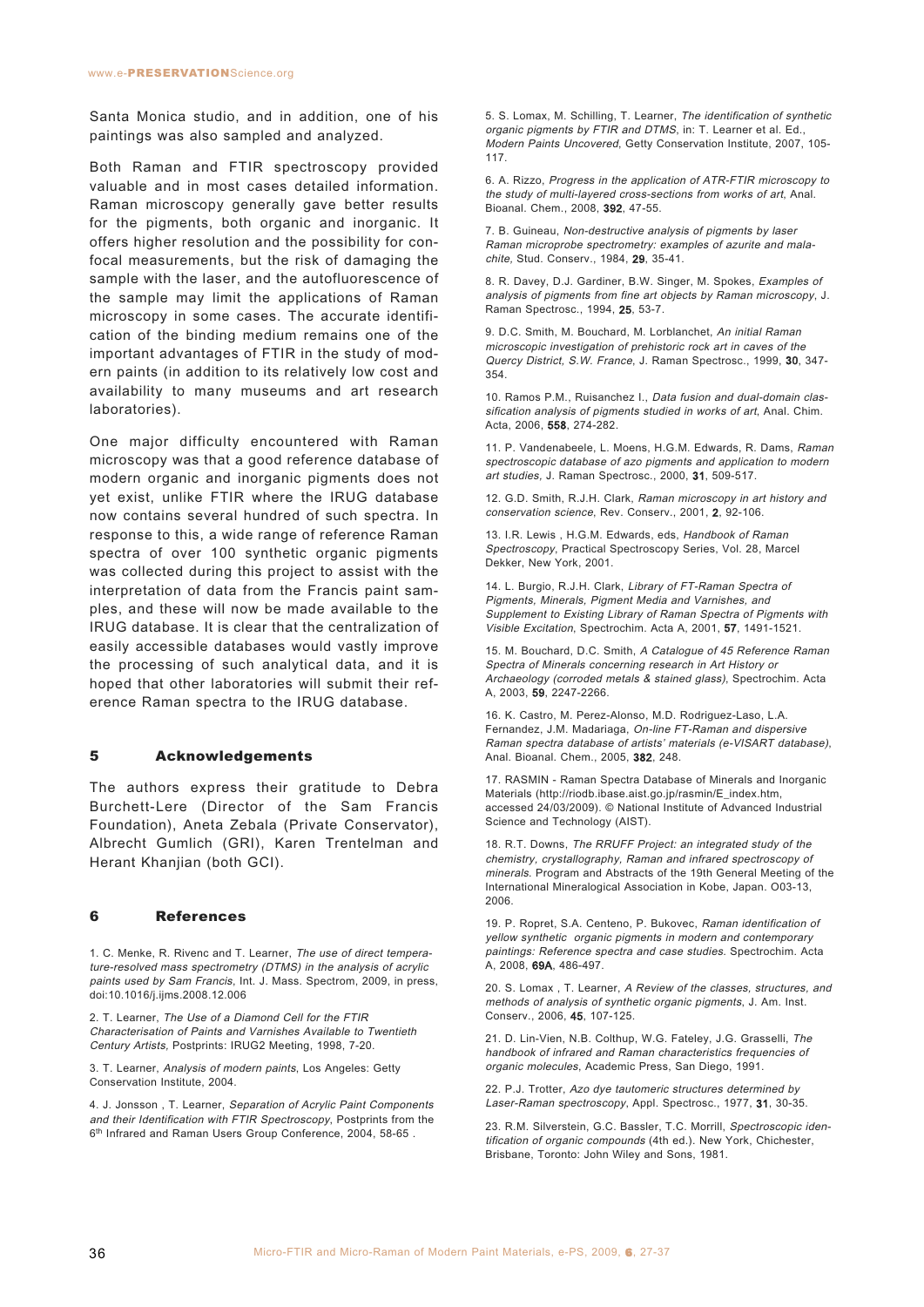Santa Monica studio, and in addition, one of his paintings was also sampled and analyzed.

Both Raman and FTIR spectroscopy provided valuable and in most cases detailed information. Raman microscopy generally gave better results for the pigments, both organic and inorganic. It offers higher resolution and the possibility for confocal measurements, but the risk of damaging the sample with the laser, and the autofluorescence of the sample may limit the applications of Raman microscopy in some cases. The accurate identification of the binding medium remains one of the important advantages of FTIR in the study of modern paints (in addition to its relatively low cost and availability to many museums and art research laboratories).

One major difficulty encountered with Raman microscopy was that a good reference database of modern organic and inorganic pigments does not yet exist, unlike FTIR where the IRUG database now contains several hundred of such spectra. In response to this, a wide range of reference Raman spectra of over 100 synthetic organic pigments was collected during this project to assist with the interpretation of data from the Francis paint samples, and these will now be made available to the IRUG database. It is clear that the centralization of easily accessible databases would vastly improve the processing of such analytical data, and it is hoped that other laboratories will submit their reference Raman spectra to the IRUG database.

## 5 Acknowledgements

The authors express their gratitude to Debra Burchett-Lere (Director of the Sam Francis Foundation), Aneta Zebala (Private Conservator), Albrecht Gumlich (GRI), Karen Trentelman and Herant Khanjian (both GCI).

## 6 References

1. C. Menke, R. Rivenc and T. Learner, *The use of direct temperature-resolved mass spectrometry (DTMS) in the analysis of acrylic paints used by Sam Francis*, Int. J. Mass. Spectrom, 2009, in press, doi:10.1016/j.ijms.2008.12.006

2. T. Learner, *The Use of a Diamond Cell for the FTIR Characterisation of Paints and Varnishes Available to Twentieth Century Artists,* Postprints: IRUG2 Meeting, 1998, 7-20.

3. T. Learner, *Analysis of modern paints*, Los Angeles: Getty Conservation Institute, 2004.

4. J. Jonsson , T. Learner, *Separation of Acrylic Paint Components and their Identification with FTIR Spectroscopy*, Postprints from the 6th Infrared and Raman Users Group Conference, 2004, 58-65 .

5. S. Lomax, M. Schilling, T. Learner, *The identification of synthetic organic pigments by FTIR and DTMS*, in: T. Learner et al. Ed., *Modern Paints Uncovered*, Getty Conservation Institute, 2007, 105-117.

6. A. Rizzo, *Progress in the application of ATR-FTIR microscopy to the study of multi-layered cross-sections from works of art*, Anal. Bioanal. Chem., 2008, **392**, 47-55.

7. B. Guineau, *Non-destructive analysis of pigments by laser Raman microprobe spectrometry: examples of azurite and malachite,* Stud. Conserv., 1984, **29**, 35-41.

8. R. Davey, D.J. Gardiner, B.W. Singer, M. Spokes, *Examples of analysis of pigments from fine art objects by Raman microscopy*, J. Raman Spectrosc., 1994, **25**, 53-7.

9. D.C. Smith, M. Bouchard, M. Lorblanchet, *An initial Raman microscopic investigation of prehistoric rock art in caves of the Quercy District, S.W. France*, J. Raman Spectrosc., 1999, **30**, 347-354.

10. Ramos P.M., Ruisanchez I., *Data fusion and dual-domain classification analysis of pigments studied in works of art*, Anal. Chim. Acta, 2006, **558**, 274-282.

11. P. Vandenabeele, L. Moens, H.G.M. Edwards, R. Dams, *Raman spectroscopic database of azo pigments and application to modern art studies,* J. Raman Spectrosc., 2000, **31**, 509-517.

12. G.D. Smith, R.J.H. Clark, *Raman microscopy in art history and conservation science*, Rev. Conserv., 2001, **2**, 92-106.

13. I.R. Lewis , H.G.M. Edwards, eds, *Handbook of Raman Spectroscopy*, Practical Spectroscopy Series, Vol. 28, Marcel Dekker, New York, 2001.

14. L. Burgio, R.J.H. Clark, *Library of FT-Raman Spectra of Pigments, Minerals, Pigment Media and Varnishes, and Supplement to Existing Library of Raman Spectra of Pigments with Visible Excitation*, Spectrochim. Acta A, 2001, **57**, 1491-1521.

15. M. Bouchard, D.C. Smith, *A Catalogue of 45 Reference Raman Spectra of Minerals concerning research in Art History or Archaeology (corroded metals & stained glass)*, Spectrochim. Acta A, 2003, **59**, 2247-2266.

16. K. Castro, M. Perez-Alonso, M.D. Rodriguez-Laso, L.A. Fernandez, J.M. Madariaga, *On-line FT-Raman and dispersive Raman spectra database of artists' materials (e-VISART database)*, Anal. Bioanal. Chem., 2005, **382**, 248.

17. RASMIN - Raman Spectra Database of Minerals and Inorganic Materials (http://riodb.ibase.aist.go.jp/rasmin/E_index.htm, accessed 24/03/2009). © National Institute of Advanced Industrial Science and Technology (AIST).

18. R.T. Downs, *The RRUFF Project: an integrated study of the chemistry, crystallography, Raman and infrared spectroscopy of minerals.* Program and Abstracts of the 19th General Meeting of the International Mineralogical Association in Kobe, Japan. O03-13, 2006.

19. P. Ropret, S.A. Centeno, P. Bukovec, *Raman identification of yellow synthetic organic pigments in modern and contemporary paintings: Reference spectra and case studies.* Spectrochim. Acta A, 2008, **69A**, 486-497.

20. S. Lomax , T. Learner, *A Review of the classes, structures, and methods of analysis of synthetic organic pigments*, J. Am. Inst. Conserv., 2006, **45**, 107-125.

21. D. Lin-Vien, N.B. Colthup, W.G. Fateley, J.G. Grasselli, *The handbook of infrared and Raman characteristics frequencies of organic molecules*, Academic Press, San Diego, 1991.

22. P.J. Trotter, *Azo dye tautomeric structures determined by Laser-Raman spectroscopy*, Appl. Spectrosc., 1977, **31**, 30-35.

23. R.M. Silverstein, G.C. Bassler, T.C. Morrill, *Spectroscopic identification of organic compounds* (4th ed.). New York, Chichester, Brisbane, Toronto: John Wiley and Sons, 1981.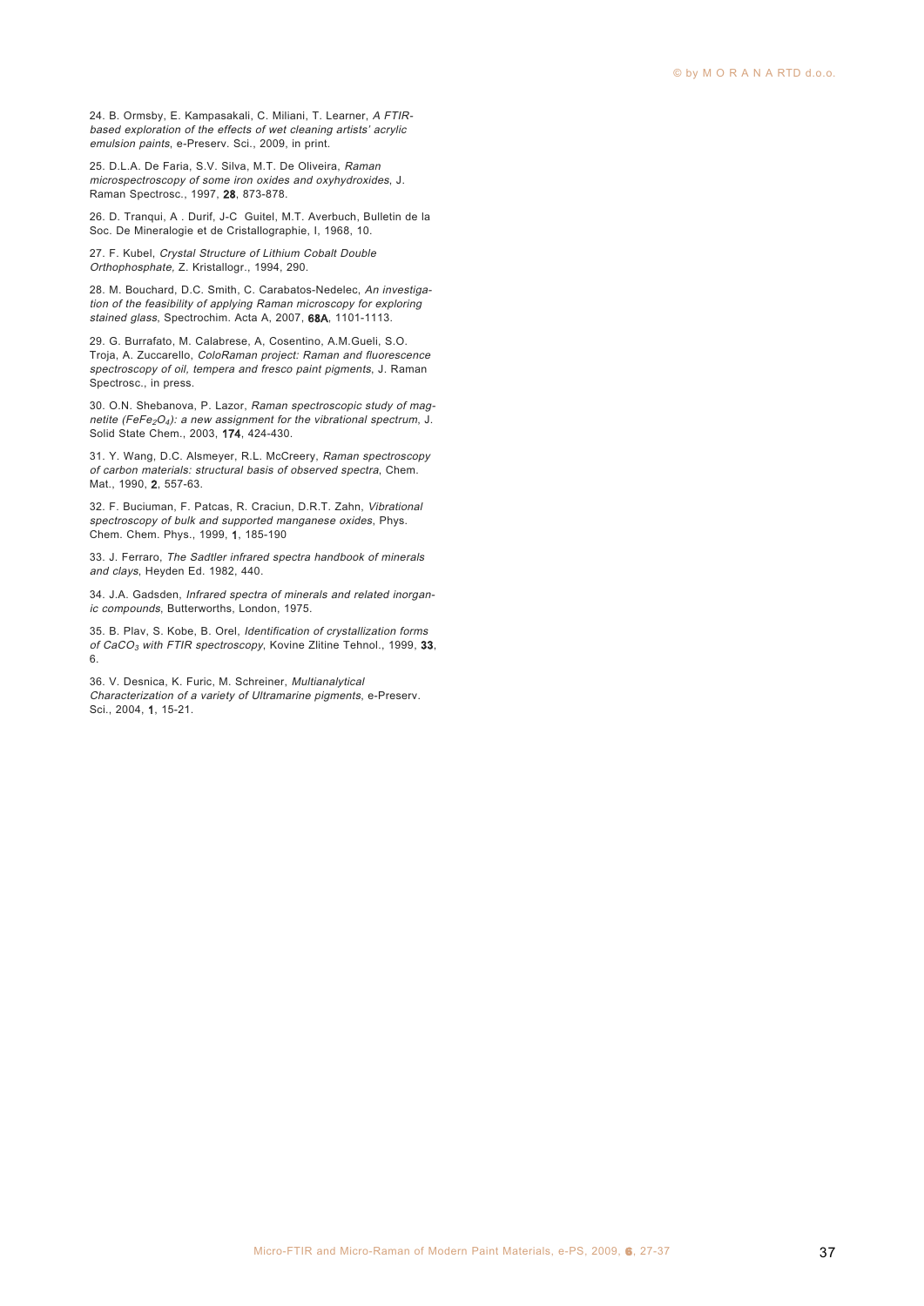24. B. Ormsby, E. Kampasakali, C. Miliani, T. Learner, *A FTIR-based exploration of the effects of wet cleaning artists' acrylic emulsion paints*, e-Preserv. Sci., 2009, in print.

25. D.L.A. De Faria, S.V. Silva, M.T. De Oliveira, *Raman microspectroscopy of some iron oxides and oxyhydroxides*, J. Raman Spectrosc., 1997, **28**, 873-878.

26. D. Tranqui, A . Durif, J-C Guitel, M.T. Averbuch, Bulletin de la Soc. De Mineralogie et de Cristallographie, I, 1968, 10.

27. F. Kubel, *Crystal Structure of Lithium Cobalt Double Orthophosphate,* Z. Kristallogr., 1994, 290.

28. M. Bouchard, D.C. Smith, C. Carabatos-Nedelec, *An investigation of the feasibility of applying Raman microscopy for exploring stained glass*, Spectrochim. Acta A, 2007, **68A**, 1101-1113.

29. G. Burrafato, M. Calabrese, A, Cosentino, A.M.Gueli, S.O. Troja, A. Zuccarello, *ColoRaman project: Raman and fluorescence spectroscopy of oil, tempera and fresco paint pigments*, J. Raman Spectrosc., in press.

30. O.N. Shebanova, P. Lazor, *Raman spectroscopic study of magnetite ($FeFe_2O_4$): a new assignment for the vibrational spectrum,* J. Solid State Chem., 2003, **174**, 424-430.

31. Y. Wang, D.C. Alsmeyer, R.L. McCreery, *Raman spectroscopy of carbon materials: structural basis of observed spectra*, Chem. Mat., 1990, **2**, 557-63.

32. F. Buciuman, F. Patcas, R. Craciun, D.R.T. Zahn, *Vibrational spectroscopy of bulk and supported manganese oxides*, Phys. Chem. Chem. Phys., 1999, **1**, 185-190

33. J. Ferraro, *The Sadtler infrared spectra handbook of minerals and clays*, Heyden Ed. 1982, 440.

34. J.A. Gadsden, *Infrared spectra of minerals and related inorganic compounds*, Butterworths, London, 1975.

35. B. Plav, S. Kobe, B. Orel, *Identification of crystallization forms of $CaCO_3$ with FTIR spectroscopy*, Kovine Zlitine Tehnol., 1999, **33**, 6.

36. V. Desnica, K. Furic, M. Schreiner, *Multianalytical Characterization of a variety of Ultramarine pigments*, e-Preserv. Sci., 2004, **1**, 15-21.